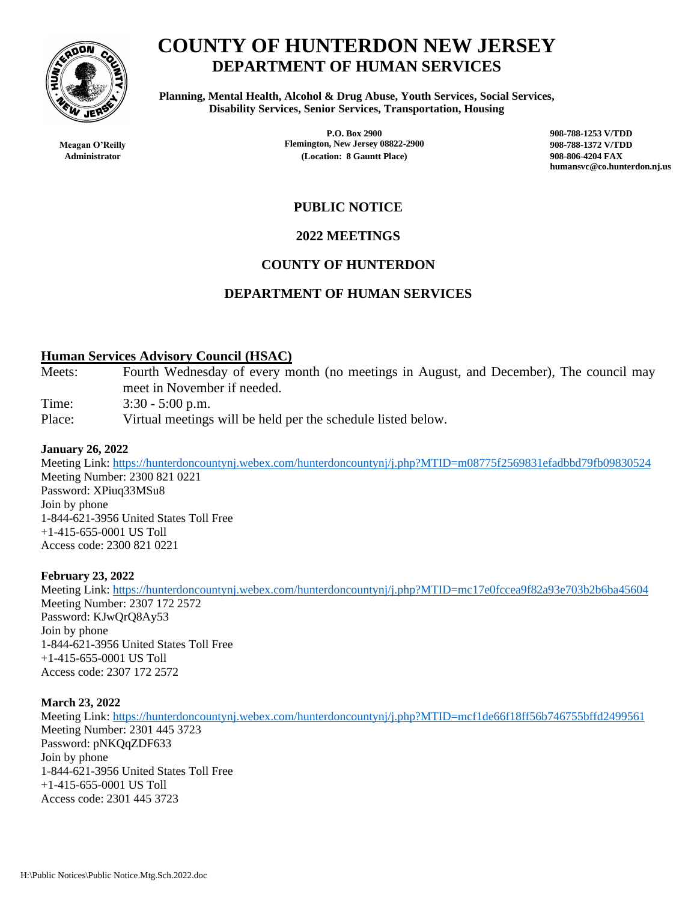# COUNTY OF HUNTERDON NEW JERSEY
## DEPARTMENT OF HUMAN SERVICES

**Planning, Mental Health, Alcohol & Drug Abuse, Youth Services, Social Services, Disability Services, Senior Services, Transportation, Housing**

**Meagan O'Reilly**
**Administrator**

**P.O. Box 2900**
**Flemington, New Jersey 08822-2900**
**(Location: 8 Gauntt Place)**

**908-788-1253 V/TDD**
**908-788-1372 V/TDD**
**908-806-4204 FAX**
**humansvc@co.hunterdon.nj.us**

## PUBLIC NOTICE

## 2022 MEETINGS

## COUNTY OF HUNTERDON

## DEPARTMENT OF HUMAN SERVICES

### Human Services Advisory Council (HSAC)

Meets: Fourth Wednesday of every month (no meetings in August, and December), The council may meet in November if needed.
Time: 3:30 - 5:00 p.m.
Place: Virtual meetings will be held per the schedule listed below.

**January 26, 2022**
Meeting Link: https://hunterdoncountynj.webex.com/hunterdoncountynj/j.php?MTID=m08775f2569831efadbbd79fb09830524
Meeting Number: 2300 821 0221
Password: XPiuq33MSu8
Join by phone
1-844-621-3956 United States Toll Free
+1-415-655-0001 US Toll
Access code: 2300 821 0221

**February 23, 2022**
Meeting Link: https://hunterdoncountynj.webex.com/hunterdoncountynj/j.php?MTID=mc17e0fccea9f82a93e703b2b6ba45604
Meeting Number: 2307 172 2572
Password: KJwQrQ8Ay53
Join by phone
1-844-621-3956 United States Toll Free
+1-415-655-0001 US Toll
Access code: 2307 172 2572

**March 23, 2022**
Meeting Link: https://hunterdoncountynj.webex.com/hunterdoncountynj/j.php?MTID=mcf1de66f18ff56b746755bffd2499561
Meeting Number: 2301 445 3723
Password: pNKQqZDF633
Join by phone
1-844-621-3956 United States Toll Free
+1-415-655-0001 US Toll
Access code: 2301 445 3723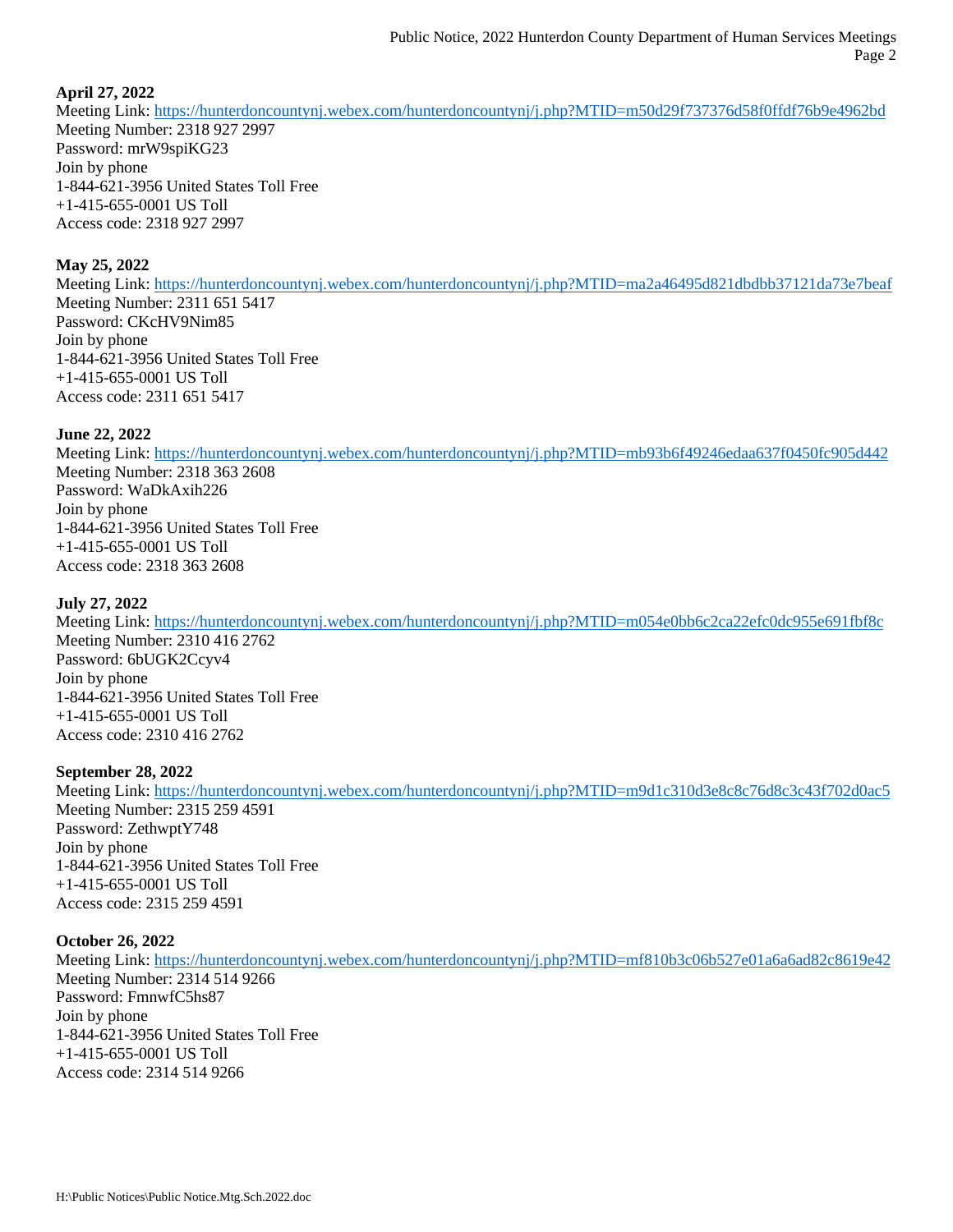**April 27, 2022**
Meeting Link: https://hunterdoncountynj.webex.com/hunterdoncountynj/j.php?MTID=m50d29f737376d58f0ffdf76b9e4962bd
Meeting Number: 2318 927 2997
Password: mrW9spiKG23
Join by phone
1-844-621-3956 United States Toll Free
+1-415-655-0001 US Toll
Access code: 2318 927 2997

**May 25, 2022**
Meeting Link: https://hunterdoncountynj.webex.com/hunterdoncountynj/j.php?MTID=ma2a46495d821dbdbb37121da73e7beaf
Meeting Number: 2311 651 5417
Password: CKcHV9Nim85
Join by phone
1-844-621-3956 United States Toll Free
+1-415-655-0001 US Toll
Access code: 2311 651 5417

**June 22, 2022**
Meeting Link: https://hunterdoncountynj.webex.com/hunterdoncountynj/j.php?MTID=mb93b6f49246edaa637f0450fc905d442
Meeting Number: 2318 363 2608
Password: WaDkAxih226
Join by phone
1-844-621-3956 United States Toll Free
+1-415-655-0001 US Toll
Access code: 2318 363 2608

**July 27, 2022**
Meeting Link: https://hunterdoncountynj.webex.com/hunterdoncountynj/j.php?MTID=m054e0bb6c2ca22efc0dc955e691fbf8c
Meeting Number: 2310 416 2762
Password: 6bUGK2Ccyv4
Join by phone
1-844-621-3956 United States Toll Free
+1-415-655-0001 US Toll
Access code: 2310 416 2762

**September 28, 2022**
Meeting Link: https://hunterdoncountynj.webex.com/hunterdoncountynj/j.php?MTID=m9d1c310d3e8c8c76d8c3c43f702d0ac5
Meeting Number: 2315 259 4591
Password: ZethwptY748
Join by phone
1-844-621-3956 United States Toll Free
+1-415-655-0001 US Toll
Access code: 2315 259 4591

**October 26, 2022**
Meeting Link: https://hunterdoncountynj.webex.com/hunterdoncountynj/j.php?MTID=mf810b3c06b527e01a6a6ad82c8619e42
Meeting Number: 2314 514 9266
Password: FmnwfC5hs87
Join by phone
1-844-621-3956 United States Toll Free
+1-415-655-0001 US Toll
Access code: 2314 514 9266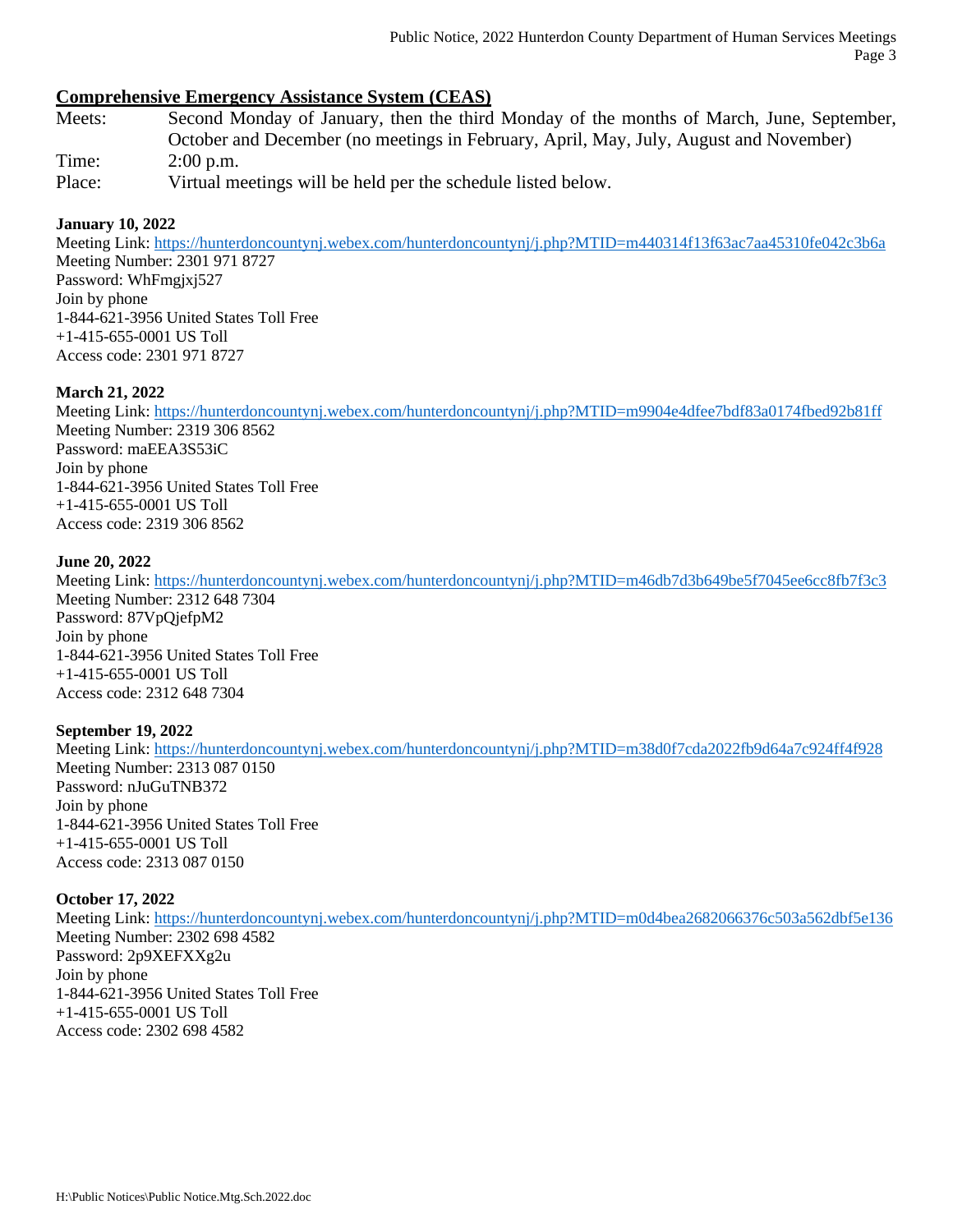## Comprehensive Emergency Assistance System (CEAS)

Meets: Second Monday of January, then the third Monday of the months of March, June, September, October and December (no meetings in February, April, May, July, August and November)

Time: 2:00 p.m.

Place: Virtual meetings will be held per the schedule listed below.

**January 10, 2022**
Meeting Link: https://hunterdoncountynj.webex.com/hunterdoncountynj/j.php?MTID=m440314f13f63ac7aa45310fe042c3b6a
Meeting Number: 2301 971 8727
Password: WhFmgjxj527
Join by phone
1-844-621-3956 United States Toll Free
+1-415-655-0001 US Toll
Access code: 2301 971 8727

**March 21, 2022**
Meeting Link: https://hunterdoncountynj.webex.com/hunterdoncountynj/j.php?MTID=m9904e4dfee7bdf83a0174fbed92b81ff
Meeting Number: 2319 306 8562
Password: maEEA3S53iC
Join by phone
1-844-621-3956 United States Toll Free
+1-415-655-0001 US Toll
Access code: 2319 306 8562

**June 20, 2022**
Meeting Link: https://hunterdoncountynj.webex.com/hunterdoncountynj/j.php?MTID=m46db7d3b649be5f7045ee6cc8fb7f3c3
Meeting Number: 2312 648 7304
Password: 87VpQjefpM2
Join by phone
1-844-621-3956 United States Toll Free
+1-415-655-0001 US Toll
Access code: 2312 648 7304

**September 19, 2022**
Meeting Link: https://hunterdoncountynj.webex.com/hunterdoncountynj/j.php?MTID=m38d0f7cda2022fb9d64a7c924ff4f928
Meeting Number: 2313 087 0150
Password: nJuGuTNB372
Join by phone
1-844-621-3956 United States Toll Free
+1-415-655-0001 US Toll
Access code: 2313 087 0150

**October 17, 2022**
Meeting Link: https://hunterdoncountynj.webex.com/hunterdoncountynj/j.php?MTID=m0d4bea2682066376c503a562dbf5e136
Meeting Number: 2302 698 4582
Password: 2p9XEFXXg2u
Join by phone
1-844-621-3956 United States Toll Free
+1-415-655-0001 US Toll
Access code: 2302 698 4582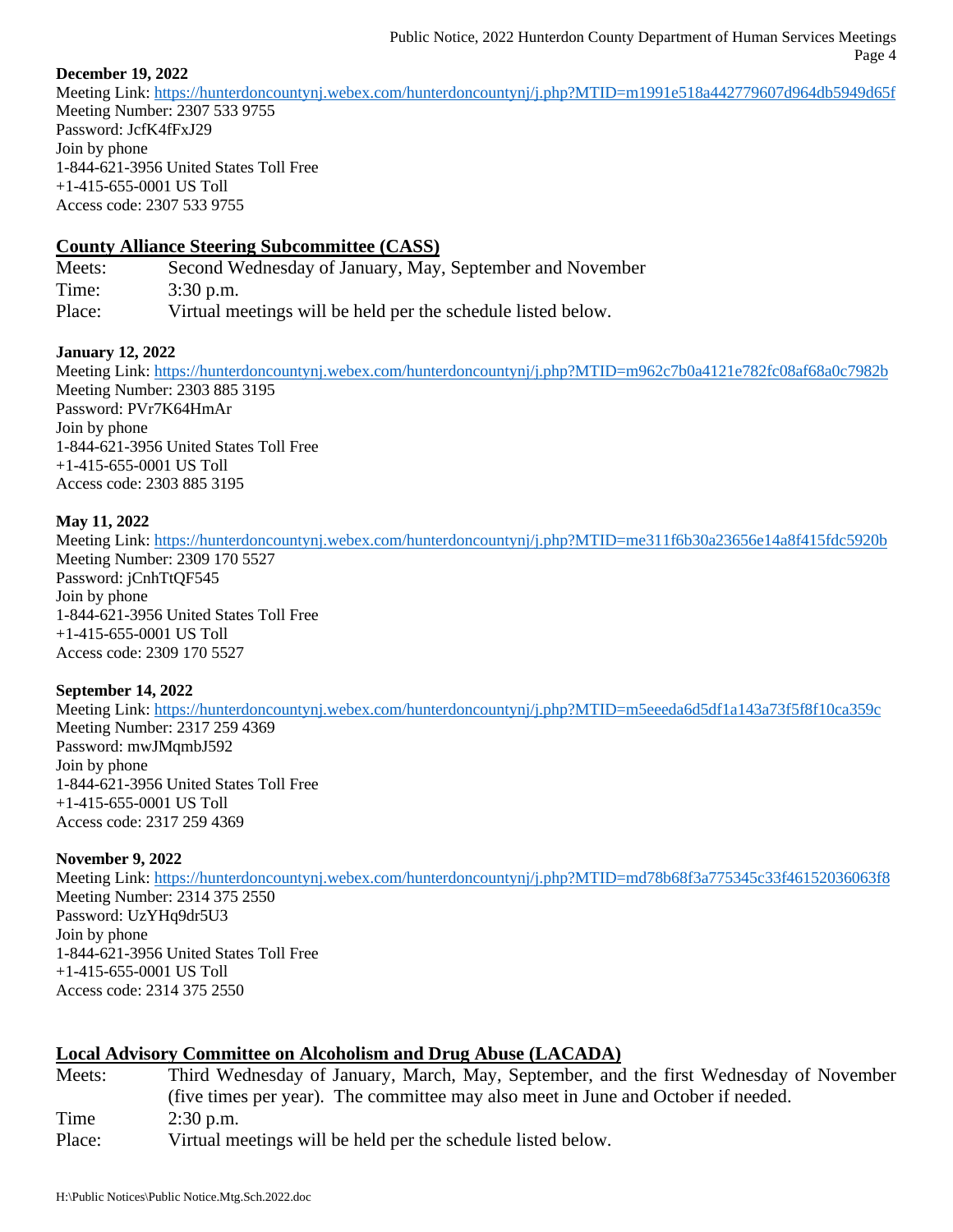**December 19, 2022**
Meeting Link: https://hunterdoncountynj.webex.com/hunterdoncountynj/j.php?MTID=m1991e518a442779607d964db5949d65f
Meeting Number: 2307 533 9755
Password: JcfK4fFxJ29
Join by phone
1-844-621-3956 United States Toll Free
+1-415-655-0001 US Toll
Access code: 2307 533 9755

## County Alliance Steering Subcommittee (CASS)

| | |
|---|---|
| Meets: | Second Wednesday of January, May, September and November |
| Time: | 3:30 p.m. |
| Place: | Virtual meetings will be held per the schedule listed below. |

**January 12, 2022**
Meeting Link: https://hunterdoncountynj.webex.com/hunterdoncountynj/j.php?MTID=m962c7b0a4121e782fc08af68a0c7982b
Meeting Number: 2303 885 3195
Password: PVr7K64HmAr
Join by phone
1-844-621-3956 United States Toll Free
+1-415-655-0001 US Toll
Access code: 2303 885 3195

**May 11, 2022**
Meeting Link: https://hunterdoncountynj.webex.com/hunterdoncountynj/j.php?MTID=me311f6b30a23656e14a8f415fdc5920b
Meeting Number: 2309 170 5527
Password: jCnhTtQF545
Join by phone
1-844-621-3956 United States Toll Free
+1-415-655-0001 US Toll
Access code: 2309 170 5527

**September 14, 2022**
Meeting Link: https://hunterdoncountynj.webex.com/hunterdoncountynj/j.php?MTID=m5eeeda6d5df1a143a73f5f8f10ca359c
Meeting Number: 2317 259 4369
Password: mwJMqmbJ592
Join by phone
1-844-621-3956 United States Toll Free
+1-415-655-0001 US Toll
Access code: 2317 259 4369

**November 9, 2022**
Meeting Link: https://hunterdoncountynj.webex.com/hunterdoncountynj/j.php?MTID=md78b68f3a775345c33f46152036063f8
Meeting Number: 2314 375 2550
Password: UzYHq9dr5U3
Join by phone
1-844-621-3956 United States Toll Free
+1-415-655-0001 US Toll
Access code: 2314 375 2550

## Local Advisory Committee on Alcoholism and Drug Abuse (LACADA)

| | |
|---|---|
| Meets: | Third Wednesday of January, March, May, September, and the first Wednesday of November (five times per year). The committee may also meet in June and October if needed. |
| Time | 2:30 p.m. |
| Place: | Virtual meetings will be held per the schedule listed below. |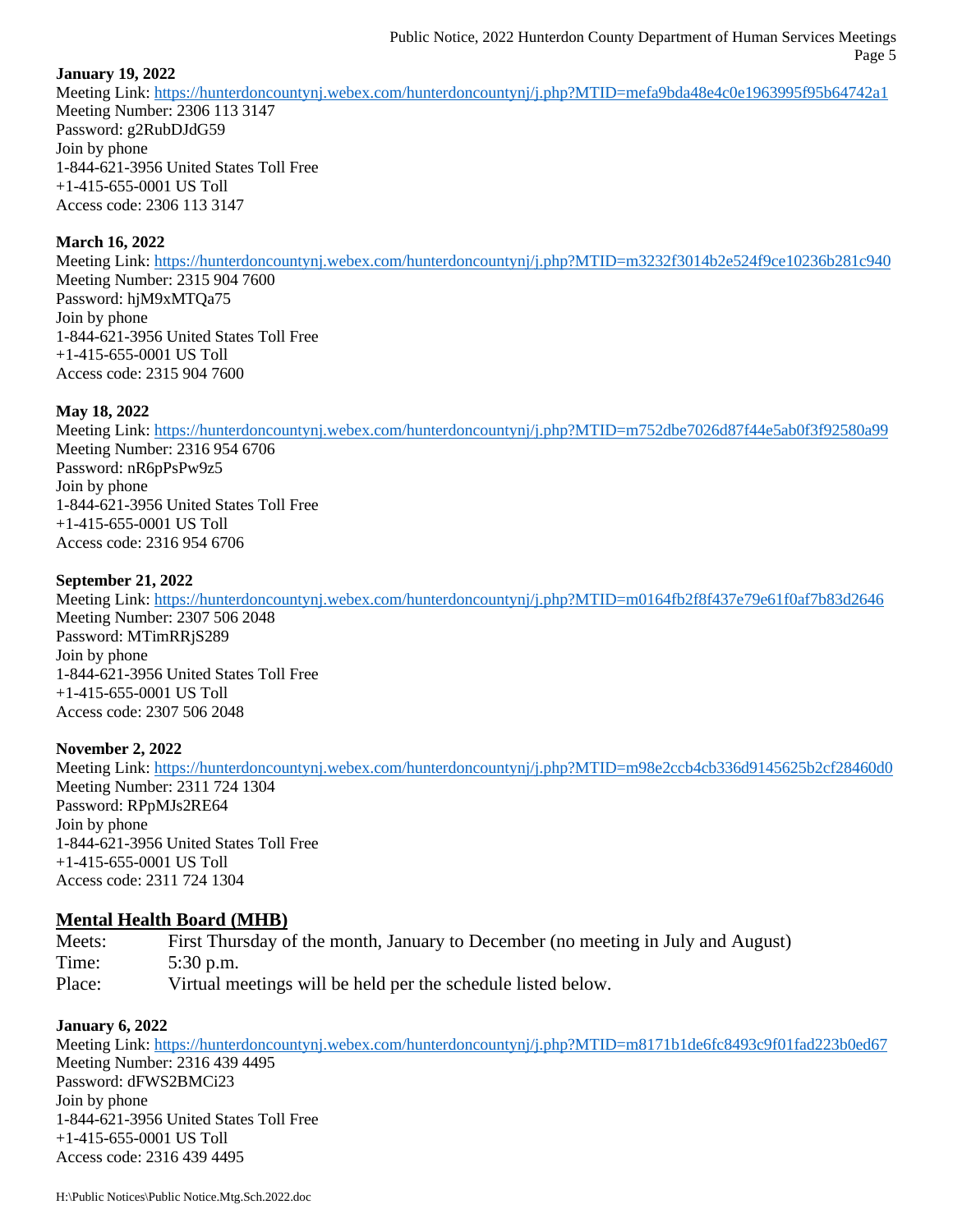**January 19, 2022**
Meeting Link: https://hunterdoncountynj.webex.com/hunterdoncountynj/j.php?MTID=mefa9bda48e4c0e1963995f95b64742a1
Meeting Number: 2306 113 3147
Password: g2RubDJdG59
Join by phone
1-844-621-3956 United States Toll Free
+1-415-655-0001 US Toll
Access code: 2306 113 3147

**March 16, 2022**
Meeting Link: https://hunterdoncountynj.webex.com/hunterdoncountynj/j.php?MTID=m3232f3014b2e524f9ce10236b281c940
Meeting Number: 2315 904 7600
Password: hjM9xMTQa75
Join by phone
1-844-621-3956 United States Toll Free
+1-415-655-0001 US Toll
Access code: 2315 904 7600

**May 18, 2022**
Meeting Link: https://hunterdoncountynj.webex.com/hunterdoncountynj/j.php?MTID=m752dbe7026d87f44e5ab0f3f92580a99
Meeting Number: 2316 954 6706
Password: nR6pPsPw9z5
Join by phone
1-844-621-3956 United States Toll Free
+1-415-655-0001 US Toll
Access code: 2316 954 6706

**September 21, 2022**
Meeting Link: https://hunterdoncountynj.webex.com/hunterdoncountynj/j.php?MTID=m0164fb2f8f437e79e61f0af7b83d2646
Meeting Number: 2307 506 2048
Password: MTimRRjS289
Join by phone
1-844-621-3956 United States Toll Free
+1-415-655-0001 US Toll
Access code: 2307 506 2048

**November 2, 2022**
Meeting Link: https://hunterdoncountynj.webex.com/hunterdoncountynj/j.php?MTID=m98e2ccb4cb336d9145625b2cf28460d0
Meeting Number: 2311 724 1304
Password: RPpMJs2RE64
Join by phone
1-844-621-3956 United States Toll Free
+1-415-655-0001 US Toll
Access code: 2311 724 1304

## Mental Health Board (MHB)

Meets: First Thursday of the month, January to December (no meeting in July and August)
Time: 5:30 p.m.
Place: Virtual meetings will be held per the schedule listed below.

**January 6, 2022**
Meeting Link: https://hunterdoncountynj.webex.com/hunterdoncountynj/j.php?MTID=m8171b1de6fc8493c9f01fad223b0ed67
Meeting Number: 2316 439 4495
Password: dFWS2BMCi23
Join by phone
1-844-621-3956 United States Toll Free
+1-415-655-0001 US Toll
Access code: 2316 439 4495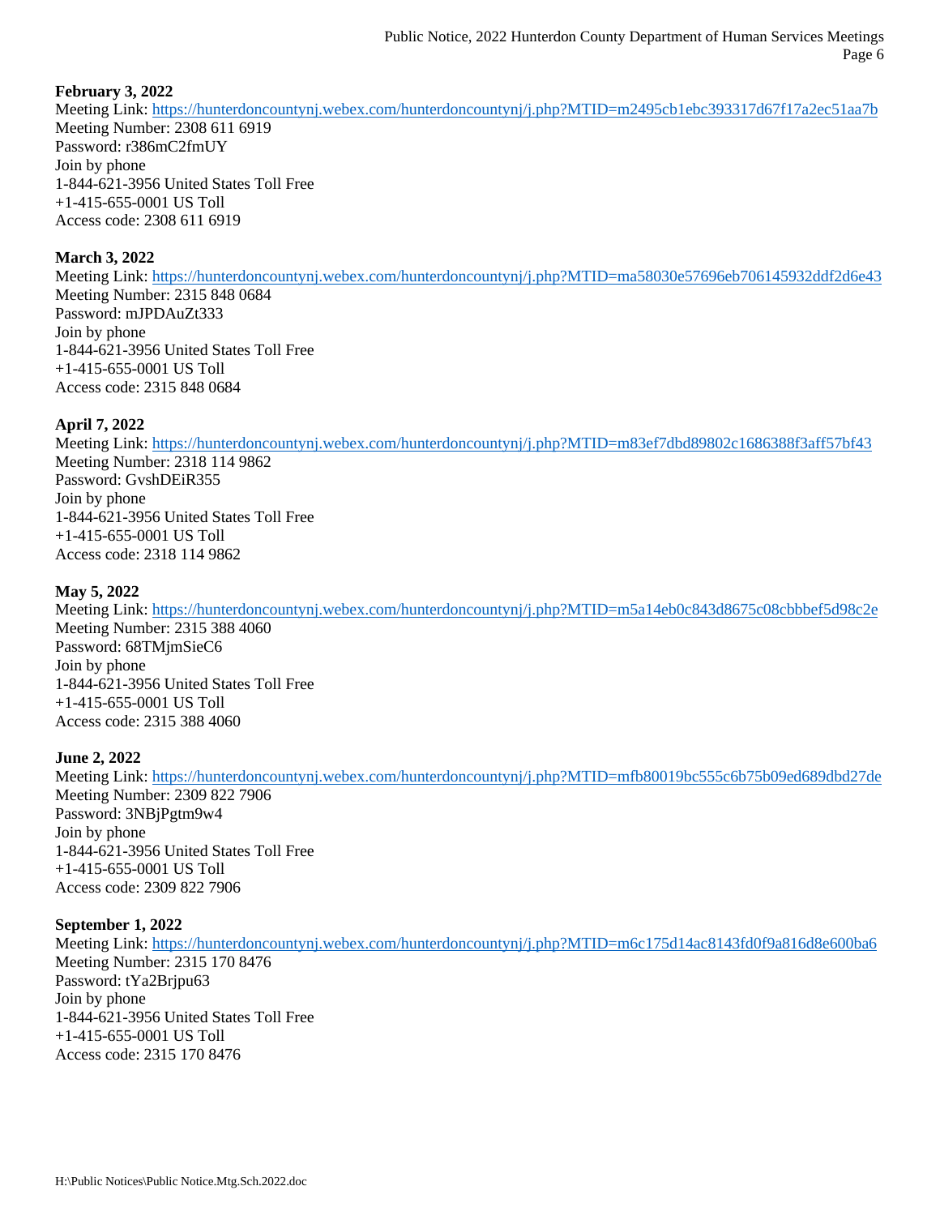**February 3, 2022**
Meeting Link: https://hunterdoncountynj.webex.com/hunterdoncountynj/j.php?MTID=m2495cb1ebc393317d67f17a2ec51aa7b
Meeting Number: 2308 611 6919
Password: r386mC2fmUY
Join by phone
1-844-621-3956 United States Toll Free
+1-415-655-0001 US Toll
Access code: 2308 611 6919

**March 3, 2022**
Meeting Link: https://hunterdoncountynj.webex.com/hunterdoncountynj/j.php?MTID=ma58030e57696eb706145932ddf2d6e43
Meeting Number: 2315 848 0684
Password: mJPDAuZt333
Join by phone
1-844-621-3956 United States Toll Free
+1-415-655-0001 US Toll
Access code: 2315 848 0684

**April 7, 2022**
Meeting Link: https://hunterdoncountynj.webex.com/hunterdoncountynj/j.php?MTID=m83ef7dbd89802c1686388f3aff57bf43
Meeting Number: 2318 114 9862
Password: GvshDEiR355
Join by phone
1-844-621-3956 United States Toll Free
+1-415-655-0001 US Toll
Access code: 2318 114 9862

**May 5, 2022**
Meeting Link: https://hunterdoncountynj.webex.com/hunterdoncountynj/j.php?MTID=m5a14eb0c843d8675c08cbbbef5d98c2e
Meeting Number: 2315 388 4060
Password: 68TMjmSieC6
Join by phone
1-844-621-3956 United States Toll Free
+1-415-655-0001 US Toll
Access code: 2315 388 4060

**June 2, 2022**
Meeting Link: https://hunterdoncountynj.webex.com/hunterdoncountynj/j.php?MTID=mfb80019bc555c6b75b09ed689dbd27de
Meeting Number: 2309 822 7906
Password: 3NBjPgtm9w4
Join by phone
1-844-621-3956 United States Toll Free
+1-415-655-0001 US Toll
Access code: 2309 822 7906

**September 1, 2022**
Meeting Link: https://hunterdoncountynj.webex.com/hunterdoncountynj/j.php?MTID=m6c175d14ac8143fd0f9a816d8e600ba6
Meeting Number: 2315 170 8476
Password: tYa2Brjpu63
Join by phone
1-844-621-3956 United States Toll Free
+1-415-655-0001 US Toll
Access code: 2315 170 8476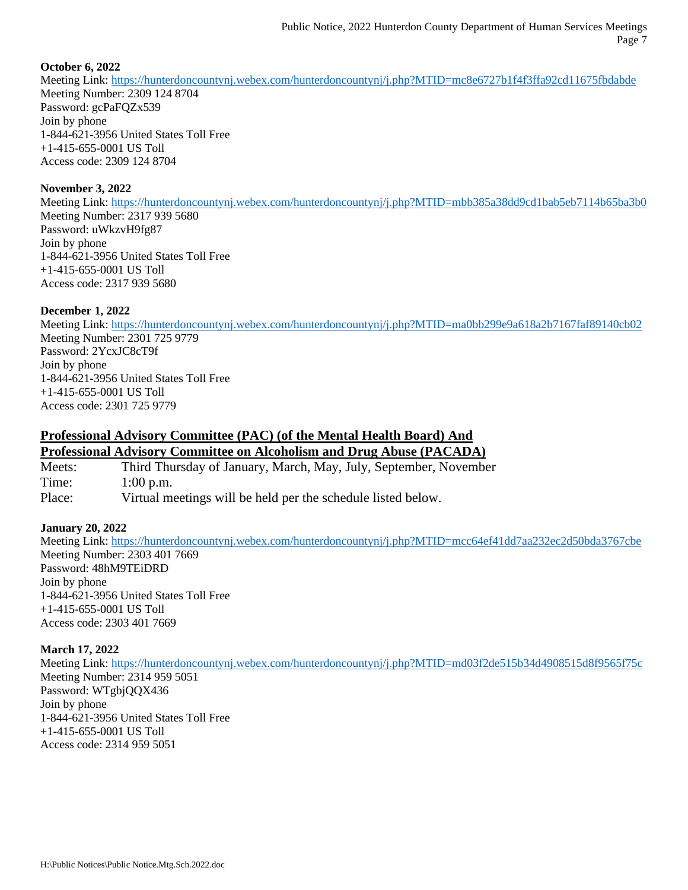**October 6, 2022**
Meeting Link: https://hunterdoncountynj.webex.com/hunterdoncountynj/j.php?MTID=mc8e6727b1f4f3ffa92cd11675fbdabde
Meeting Number: 2309 124 8704
Password: gcPaFQZx539
Join by phone
1-844-621-3956 United States Toll Free
+1-415-655-0001 US Toll
Access code: 2309 124 8704

**November 3, 2022**
Meeting Link: https://hunterdoncountynj.webex.com/hunterdoncountynj/j.php?MTID=mbb385a38dd9cd1bab5eb7114b65ba3b0
Meeting Number: 2317 939 5680
Password: uWkzvH9fg87
Join by phone
1-844-621-3956 United States Toll Free
+1-415-655-0001 US Toll
Access code: 2317 939 5680

**December 1, 2022**
Meeting Link: https://hunterdoncountynj.webex.com/hunterdoncountynj/j.php?MTID=ma0bb299e9a618a2b7167faf89140cb02
Meeting Number: 2301 725 9779
Password: 2YcxJC8cT9f
Join by phone
1-844-621-3956 United States Toll Free
+1-415-655-0001 US Toll
Access code: 2301 725 9779

## Professional Advisory Committee (PAC) (of the Mental Health Board) And Professional Advisory Committee on Alcoholism and Drug Abuse (PACADA)

Meets: Third Thursday of January, March, May, July, September, November
Time: 1:00 p.m.
Place: Virtual meetings will be held per the schedule listed below.

**January 20, 2022**
Meeting Link: https://hunterdoncountynj.webex.com/hunterdoncountynj/j.php?MTID=mcc64ef41dd7aa232ec2d50bda3767cbe
Meeting Number: 2303 401 7669
Password: 48hM9TEiDRD
Join by phone
1-844-621-3956 United States Toll Free
+1-415-655-0001 US Toll
Access code: 2303 401 7669

**March 17, 2022**
Meeting Link: https://hunterdoncountynj.webex.com/hunterdoncountynj/j.php?MTID=md03f2de515b34d4908515d8f9565f75c
Meeting Number: 2314 959 5051
Password: WTgbjQQX436
Join by phone
1-844-621-3956 United States Toll Free
+1-415-655-0001 US Toll
Access code: 2314 959 5051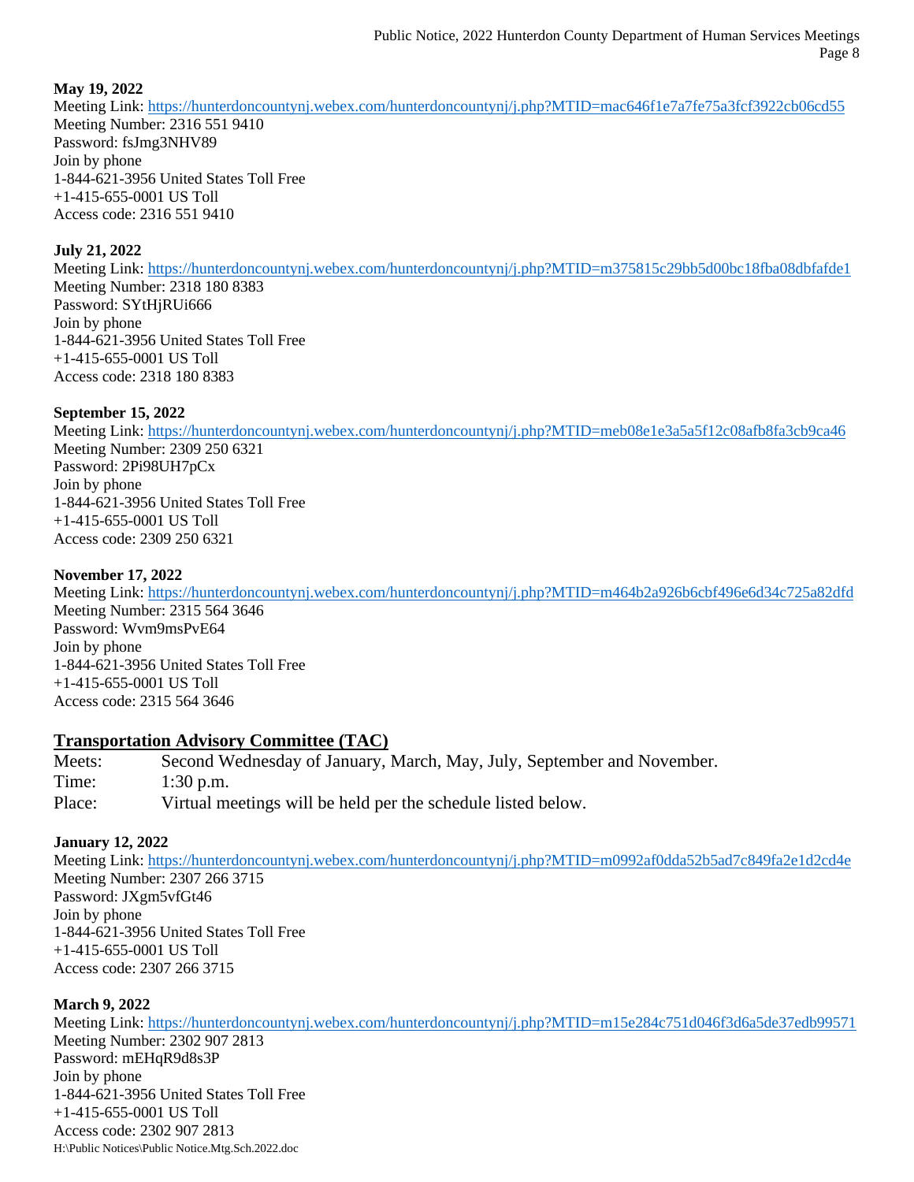**May 19, 2022**
Meeting Link: https://hunterdoncountynj.webex.com/hunterdoncountynj/j.php?MTID=mac646f1e7a7fe75a3fcf3922cb06cd55
Meeting Number: 2316 551 9410
Password: fsJmg3NHV89
Join by phone
1-844-621-3956 United States Toll Free
+1-415-655-0001 US Toll
Access code: 2316 551 9410

**July 21, 2022**
Meeting Link: https://hunterdoncountynj.webex.com/hunterdoncountynj/j.php?MTID=m375815c29bb5d00bc18fba08dbfafde1
Meeting Number: 2318 180 8383
Password: SYtHjRUi666
Join by phone
1-844-621-3956 United States Toll Free
+1-415-655-0001 US Toll
Access code: 2318 180 8383

**September 15, 2022**
Meeting Link: https://hunterdoncountynj.webex.com/hunterdoncountynj/j.php?MTID=meb08e1e3a5a5f12c08afb8fa3cb9ca46
Meeting Number: 2309 250 6321
Password: 2Pi98UH7pCx
Join by phone
1-844-621-3956 United States Toll Free
+1-415-655-0001 US Toll
Access code: 2309 250 6321

**November 17, 2022**
Meeting Link: https://hunterdoncountynj.webex.com/hunterdoncountynj/j.php?MTID=m464b2a926b6cbf496e6d34c725a82dfd
Meeting Number: 2315 564 3646
Password: Wvm9msPvE64
Join by phone
1-844-621-3956 United States Toll Free
+1-415-655-0001 US Toll
Access code: 2315 564 3646

## Transportation Advisory Committee (TAC)

Meets: Second Wednesday of January, March, May, July, September and November.
Time: 1:30 p.m.
Place: Virtual meetings will be held per the schedule listed below.

**January 12, 2022**
Meeting Link: https://hunterdoncountynj.webex.com/hunterdoncountynj/j.php?MTID=m0992af0dda52b5ad7c849fa2e1d2cd4e
Meeting Number: 2307 266 3715
Password: JXgm5vfGt46
Join by phone
1-844-621-3956 United States Toll Free
+1-415-655-0001 US Toll
Access code: 2307 266 3715

**March 9, 2022**
Meeting Link: https://hunterdoncountynj.webex.com/hunterdoncountynj/j.php?MTID=m15e284c751d046f3d6a5de37edb99571
Meeting Number: 2302 907 2813
Password: mEHqR9d8s3P
Join by phone
1-844-621-3956 United States Toll Free
+1-415-655-0001 US Toll
Access code: 2302 907 2813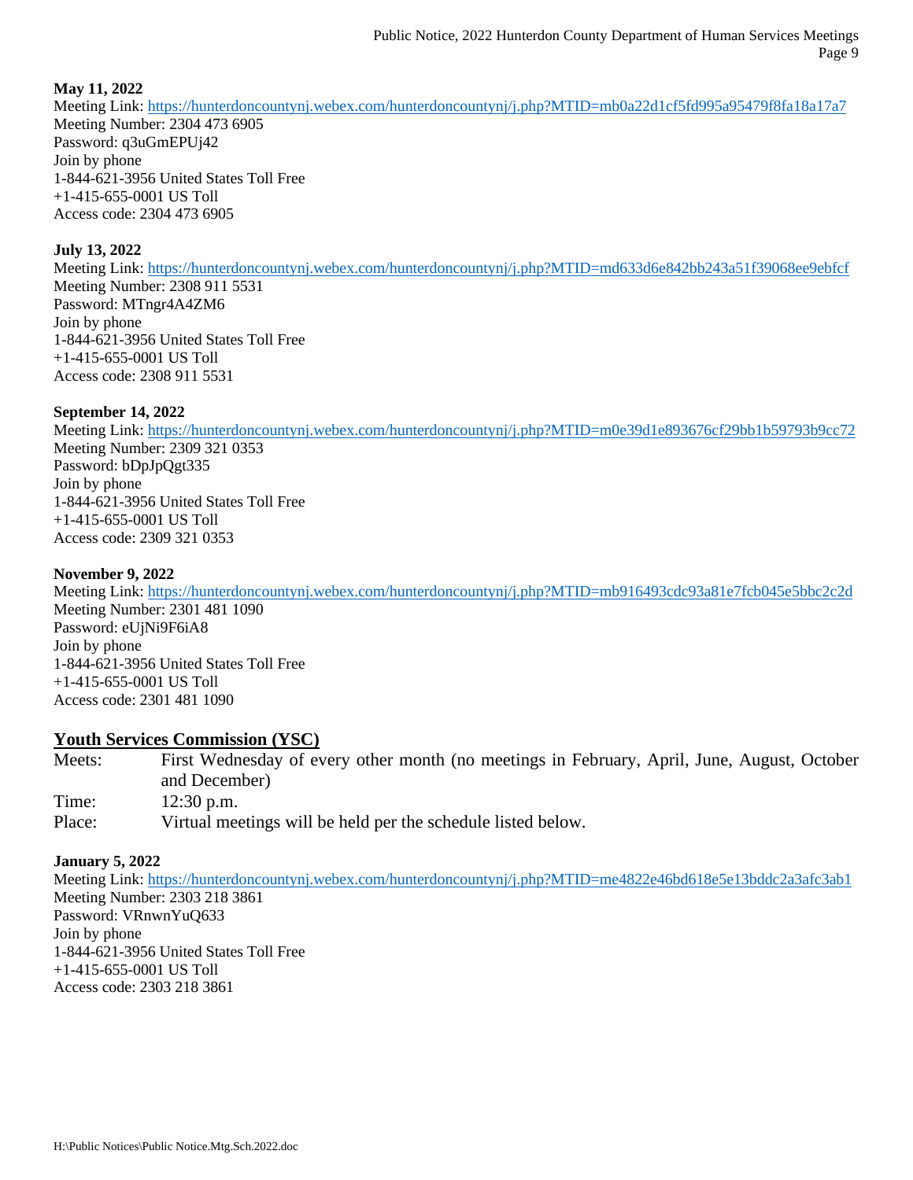**May 11, 2022**
Meeting Link: https://hunterdoncountynj.webex.com/hunterdoncountynj/j.php?MTID=mb0a22d1cf5fd995a95479f8fa18a17a7
Meeting Number: 2304 473 6905
Password: q3uGmEPUj42
Join by phone
1-844-621-3956 United States Toll Free
+1-415-655-0001 US Toll
Access code: 2304 473 6905

**July 13, 2022**
Meeting Link: https://hunterdoncountynj.webex.com/hunterdoncountynj/j.php?MTID=md633d6e842bb243a51f39068ee9ebfcf
Meeting Number: 2308 911 5531
Password: MTngr4A4ZM6
Join by phone
1-844-621-3956 United States Toll Free
+1-415-655-0001 US Toll
Access code: 2308 911 5531

**September 14, 2022**
Meeting Link: https://hunterdoncountynj.webex.com/hunterdoncountynj/j.php?MTID=m0e39d1e893676cf29bb1b59793b9cc72
Meeting Number: 2309 321 0353
Password: bDpJpQgt335
Join by phone
1-844-621-3956 United States Toll Free
+1-415-655-0001 US Toll
Access code: 2309 321 0353

**November 9, 2022**
Meeting Link: https://hunterdoncountynj.webex.com/hunterdoncountynj/j.php?MTID=mb916493cdc93a81e7fcb045e5bbc2c2d
Meeting Number: 2301 481 1090
Password: eUjNi9F6iA8
Join by phone
1-844-621-3956 United States Toll Free
+1-415-655-0001 US Toll
Access code: 2301 481 1090

## Youth Services Commission (YSC)

Meets: First Wednesday of every other month (no meetings in February, April, June, August, October and December)
Time: 12:30 p.m.
Place: Virtual meetings will be held per the schedule listed below.

**January 5, 2022**
Meeting Link: https://hunterdoncountynj.webex.com/hunterdoncountynj/j.php?MTID=me4822e46bd618e5e13bddc2a3afc3ab1
Meeting Number: 2303 218 3861
Password: VRnwnYuQ633
Join by phone
1-844-621-3956 United States Toll Free
+1-415-655-0001 US Toll
Access code: 2303 218 3861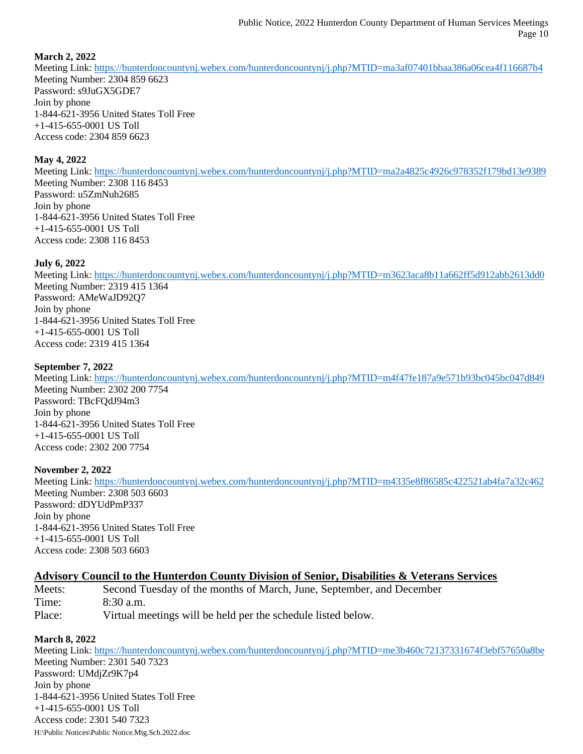**March 2, 2022**
Meeting Link: https://hunterdoncountynj.webex.com/hunterdoncountynj/j.php?MTID=ma3af07401bbaa386a06cea4f116687b4
Meeting Number: 2304 859 6623
Password: s9JuGX5GDE7
Join by phone
1-844-621-3956 United States Toll Free
+1-415-655-0001 US Toll
Access code: 2304 859 6623

**May 4, 2022**
Meeting Link: https://hunterdoncountynj.webex.com/hunterdoncountynj/j.php?MTID=ma2a4825c4926c978352f179bd13e9389
Meeting Number: 2308 116 8453
Password: u5ZmNuh2685
Join by phone
1-844-621-3956 United States Toll Free
+1-415-655-0001 US Toll
Access code: 2308 116 8453

**July 6, 2022**
Meeting Link: https://hunterdoncountynj.webex.com/hunterdoncountynj/j.php?MTID=m3623aca8b11a662ff5d912abb2613dd0
Meeting Number: 2319 415 1364
Password: AMeWaJD92Q7
Join by phone
1-844-621-3956 United States Toll Free
+1-415-655-0001 US Toll
Access code: 2319 415 1364

**September 7, 2022**
Meeting Link: https://hunterdoncountynj.webex.com/hunterdoncountynj/j.php?MTID=m4f47fe187a9e571b93bc045bc047d849
Meeting Number: 2302 200 7754
Password: TBcFQdJ94m3
Join by phone
1-844-621-3956 United States Toll Free
+1-415-655-0001 US Toll
Access code: 2302 200 7754

**November 2, 2022**
Meeting Link: https://hunterdoncountynj.webex.com/hunterdoncountynj/j.php?MTID=m4335e8f86585c422521ab4fa7a32c462
Meeting Number: 2308 503 6603
Password: dDYUdPmP337
Join by phone
1-844-621-3956 United States Toll Free
+1-415-655-0001 US Toll
Access code: 2308 503 6603

## Advisory Council to the Hunterdon County Division of Senior, Disabilities & Veterans Services

Meets: Second Tuesday of the months of March, June, September, and December
Time: 8:30 a.m.
Place: Virtual meetings will be held per the schedule listed below.

**March 8, 2022**
Meeting Link: https://hunterdoncountynj.webex.com/hunterdoncountynj/j.php?MTID=me3b460c72137331674f3ebf57650a8be
Meeting Number: 2301 540 7323
Password: UMdjZr9K7p4
Join by phone
1-844-621-3956 United States Toll Free
+1-415-655-0001 US Toll
Access code: 2301 540 7323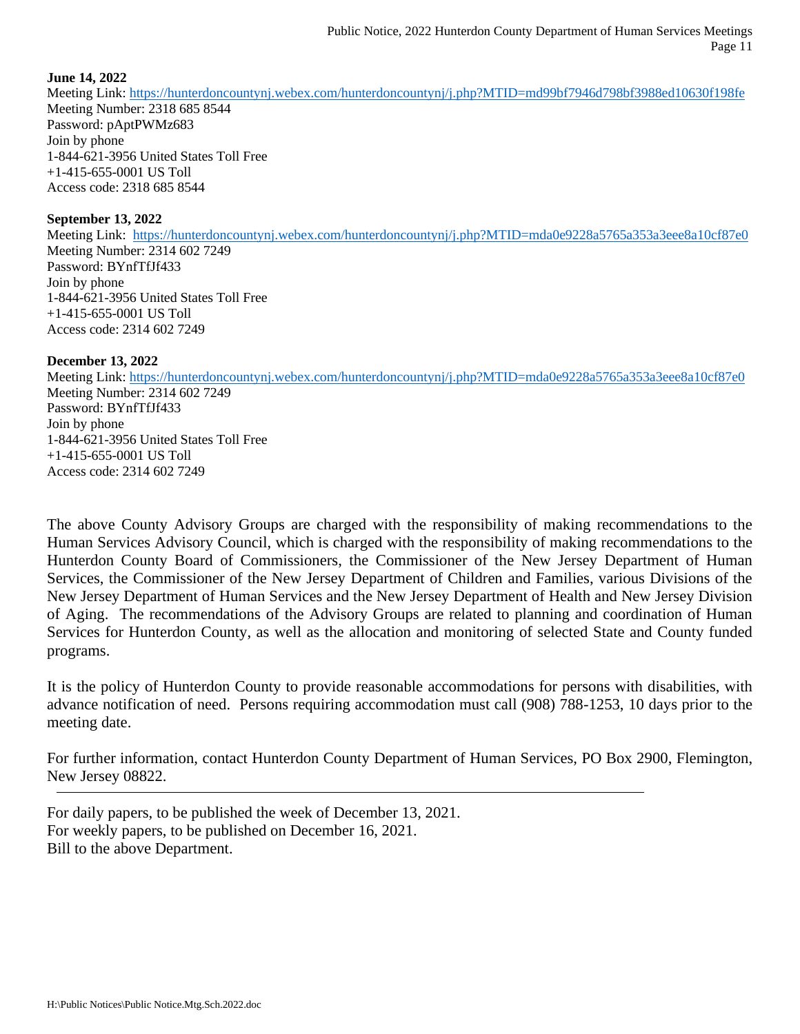**June 14, 2022**
Meeting Link: https://hunterdoncountynj.webex.com/hunterdoncountynj/j.php?MTID=md99bf7946d798bf3988ed10630f198fe
Meeting Number: 2318 685 8544
Password: pAptPWMz683
Join by phone
1-844-621-3956 United States Toll Free
+1-415-655-0001 US Toll
Access code: 2318 685 8544

**September 13, 2022**
Meeting Link: https://hunterdoncountynj.webex.com/hunterdoncountynj/j.php?MTID=mda0e9228a5765a353a3eee8a10cf87e0
Meeting Number: 2314 602 7249
Password: BYnfTfJf433
Join by phone
1-844-621-3956 United States Toll Free
+1-415-655-0001 US Toll
Access code: 2314 602 7249

**December 13, 2022**
Meeting Link: https://hunterdoncountynj.webex.com/hunterdoncountynj/j.php?MTID=mda0e9228a5765a353a3eee8a10cf87e0
Meeting Number: 2314 602 7249
Password: BYnfTfJf433
Join by phone
1-844-621-3956 United States Toll Free
+1-415-655-0001 US Toll
Access code: 2314 602 7249

The above County Advisory Groups are charged with the responsibility of making recommendations to the Human Services Advisory Council, which is charged with the responsibility of making recommendations to the Hunterdon County Board of Commissioners, the Commissioner of the New Jersey Department of Human Services, the Commissioner of the New Jersey Department of Children and Families, various Divisions of the New Jersey Department of Human Services and the New Jersey Department of Health and New Jersey Division of Aging. The recommendations of the Advisory Groups are related to planning and coordination of Human Services for Hunterdon County, as well as the allocation and monitoring of selected State and County funded programs.

It is the policy of Hunterdon County to provide reasonable accommodations for persons with disabilities, with advance notification of need. Persons requiring accommodation must call (908) 788-1253, 10 days prior to the meeting date.

For further information, contact Hunterdon County Department of Human Services, PO Box 2900, Flemington, New Jersey 08822.

---

For daily papers, to be published the week of December 13, 2021.
For weekly papers, to be published on December 16, 2021.
Bill to the above Department.

H:\Public Notices\Public Notice.Mtg.Sch.2022.doc